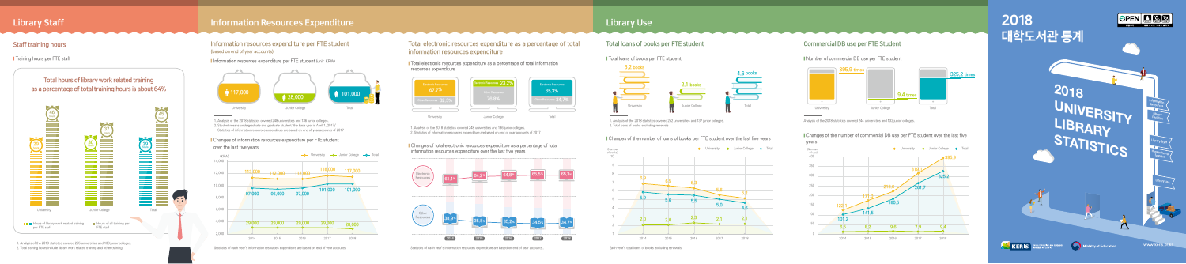# 2018 대학도서관 통계

# 2018 UNIVERSITY LIBRARY STATISTICS

## Library Staff

### Staff training hours

**Training hours per FTE staff**

Total hours of library work related training as a percentage of total training hours is about 64%

| | University | Junior College | Total |
|---|---|---|---|
| Hours of library work related training per FTE staff | 29 | 30 | 29 |
| Hours of all training per FTE staff | 46 | 37 | 45 |

1. Analysis of the 2018 statistics covered 295 universities and 136 junior colleges.
2. Total training hours include library work related training and other training.

## Information Resources Expenditure

### Information resources expenditure per FTE student

(based on end of year accounts)

**Information resources expenditure per FTE student** (unit: KRW)

| University | Junior College | Total |
|---|---|---|
| 117,000 | 28,000 | 101,000 |

1. Analysis of the 2018 statistics covered 295 universities and 136 junior colleges.
2. Student means undergraduate and graduate student. The base year is April 1, 2017. Statistics of information resources expenditure are based on end of year accounts of 2017.

**Changes of information resources expenditure per FTE student over the last five years** (KRW)

| | 2014 | 2015 | 2016 | 2017 | 2018 |
|---|---|---|---|---|---|
| University | 113,000 | 112,000 | 112,000 | 118,000 | 117,000 |
| Junior College | 29,000 | 29,000 | 29,000 | 29,000 | 28,000 |
| Total | 97,000 | 96,000 | 97,000 | 101,000 | 101,000 |

Statistics of each year's information resources expenditure are based on end of year accounts.

### Total electronic resources expenditure as a percentage of total information resources expenditure

**Total electronic resources expenditure as a percentage of total information resources expenditure**

| | University | Junior College | Total |
|---|---|---|---|
| Electronic Resources | 67.7% | 23.2% | 65.3% |
| Other Resources | 32.3% | 76.8% | 34.7% |

1. Analysis of the 2018 statistics covered 244 universities and 136 junior colleges.
2. Statistics of information resources expenditure are based on end of year accounts of 2017.

**Changes of total electronic resources expenditure as a percentage of total information resources expenditure over the last five years**

| | 2014 | 2015 | 2016 | 2017 | 2018 |
|---|---|---|---|---|---|
| Electronic Resources | 61.1% | 64.2% | 64.8% | 65.5% | 65.3% |
| Other Resources | 38.9% | 35.8% | 35.2% | 34.5% | 34.7% |

Statistics of each year's information resources expenditure are based on end of year accounts.

## Library Use

### Total loans of books per FTE student

**Total loans of books per FTE student**

| University | Junior College | Total |
|---|---|---|
| 5.2 books | 2.1 books | 4.6 books |

1. Analysis of the 2018 statistics covered 292 universities and 137 junior colleges.
2. Total loans of books excluding renewals.

**Changes of the number of loans of books per FTE student over the last five years** (Number of books)

| | 2014 | 2015 | 2016 | 2017 | 2018 |
|---|---|---|---|---|---|
| University | 6.9 | 6.5 | 6.3 | 5.6 | 5.2 |
| Junior College | 2.0 | 2.0 | 2.3 | 2.1 | 2.1 |
| Total | 5.9 | 5.6 | 5.5 | 5.0 | 4.6 |

Each year's total loans of books excluding renewals.

### Commercial DB use per FTE Student

**Number of commercial DB use per FTE student**

| University | Junior College | Total |
|---|---|---|
| 395.9 times | 9.4 times | 325.2 times |

Analysis of the 2018 statistics covered 244 universities and 132 junior colleges.

**Changes of the number of commercial DB use per FTE student over the last five years** (Number of use)

| | 2014 | 2015 | 2016 | 2017 | 2018 |
|---|---|---|---|---|---|
| University | 122.7 | 177.2 | 219.2 | 313.1 | 395.9 |
| Junior College | 8.0 | 8.2 | 9.6 | 7.9 | 9.4 |
| Total | 101.2 | 141.5 | 180.5 | 261.7 | 325.2 |

KERIS · Ministry of Education

www.keris.or.kr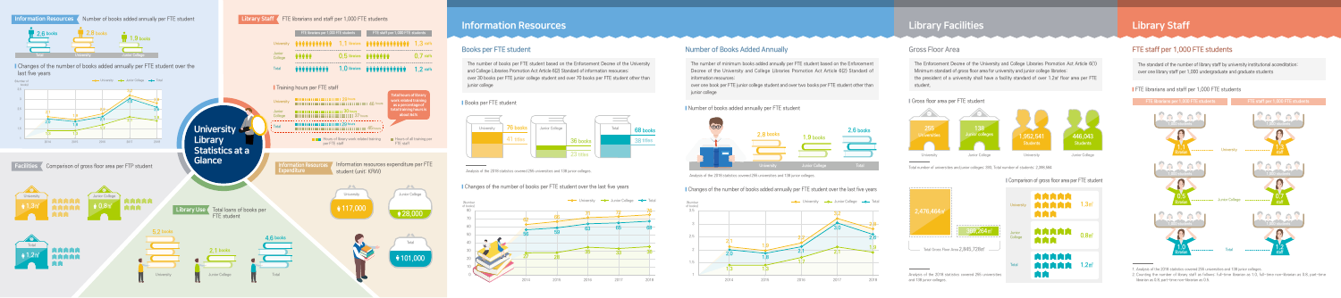## Information Resources

**Information Resources** Number of books added annually per FTE student

2.6 books
Total

2.8 books
University

1.9 books
Junior College

**I Changes of the number of books added annually per FTE student over the last five years**

## Library Staff

**Library Staff** FTE librarians and staff per 1,000 FTE students

FTE librarians per 1,000 FTE students | FTE staff per 1,000 FTE students

University 1.1 librarians 1.3 staffs

Junior College 0.5 librarians 0.7 staffs

Total 1.0 librarians 1.2 staffs

**I Training hours per FTE staff**

University 61 hours / 48 hours

Junior College 65 hours / 37 hours

Total 58 hours / 46 hours

Hours of library work related training per FTE staff

Hours of all training per FTE staff

Total hours of library work related training as a percentage of total training hours is about 80%

# University Library Statistics at a Glance

**Facilities** Comparison of gross floor area per FTE student

University 1.3㎡

Junior College 0.8㎡

Total 1.2㎡

**Information Resources Expenditure** Information resources expenditure per FTE student (unit: KRW)

University 117,000

Junior College 28,000

Total 101,000

**Library Use** Total loans of books per FTE student

5.2 books
University

2.1 books
Junior College

4.6 books
Total

# Information Resources

## Books per FTE student

The number of books per FTE student based on the Enforcement Decree of the University and College Libraries Promotion Act Article 6(2) Standard of information resources: over 30 books per FTE junior college student and over 70 books per FTE student other than junior college

**I Books per FTE student**

University 76 books / 41 titles

Junior College 38 books / 23 titles

Total 68 books / 38 titles

Analysis of the 2018 statistics covered 296 universities and 138 junior colleges.

**I Changes of the number of books per FTE student over the last five years**

## Number of Books Added Annually

The number of minimum books added annually per FTE student based on the Enforcement Decree of the University and College Libraries Promotion Act Article 6(2) Standard of information resources:
over one book per FTE junior college student and over two books per FTE student other than junior college

**I Number of books added annually per FTE student**

2.8 books University

1.9 books Junior College

2.6 books Total

Analysis of the 2018 statistics covered 296 universities and 138 junior colleges.

**I Changes of the number of books added annually per FTE student over the last five years**

# Library Facilities

## Gross Floor Area

The Enforcement Decree of the University and College Libraries Promotion Act Article 6(1) Minimum standard of gross floor area for university and junior college libraries:
the president of a university shall have a facility standard of over 1.2㎡ floor area per FTE student.

**I Gross floor area per FTE student**

296 Universities

138 Junior colleges

1,952,541 Students

446,043 Students

University | Junior College | University | Junior College

Total number of universities (and junior colleges: 398), Total number of students: 2,398,584

**I Comparison of gross floor area per FTE student**

2,478,464㎡

367,264㎡

Total Gross Floor Area 2,845,728㎡

University 1.3㎡

Junior College 0.8㎡

Total 1.2㎡

Analysis of the 2018 statistics covered 296 universities and 138 junior colleges.

# Library Staff

## FTE staff per 1,000 FTE students

The standard of the number of library staff by university institutional accreditation: over one library staff per 1,000 undergraduate and graduate students

**I FTE librarians and staff per 1,000 FTE students**

FTE librarians per 1,000 FTE students | FTE staff per 1,000 FTE students

1.1 librarian — University — 1.3 staff

0.5 librarian — Junior College — 0.7 staff

1.0 librarian — Total — 1.2 staff

1. Analysis of the 2018 statistics covered 296 universities and 138 junior colleges.
2. Counting the number of library staff as follows: full-time librarian as 1.0, full-time non-librarian as 0.6, part-time librarian as 0.6, part-time non-librarian as 0.5.